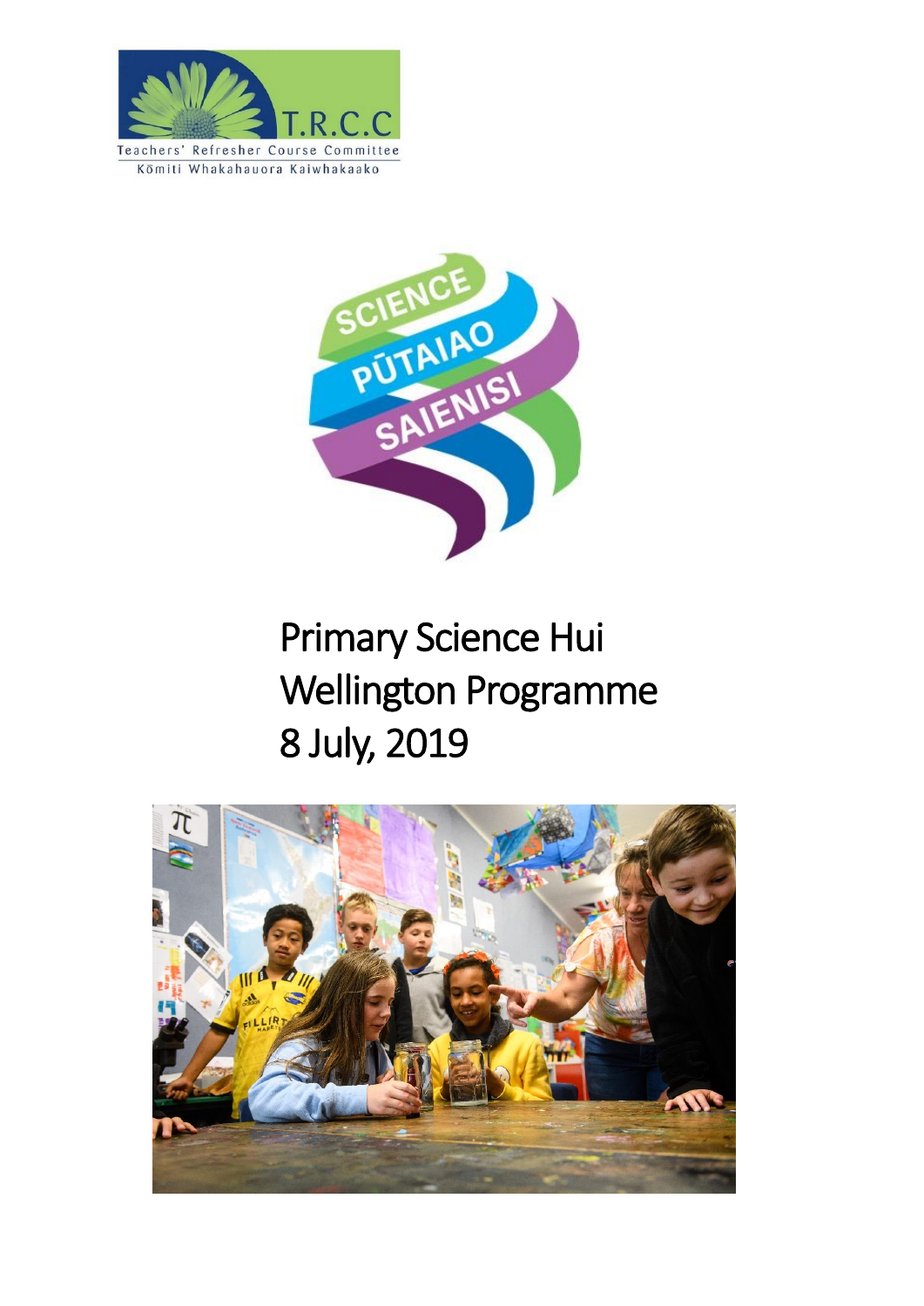T.R.C.C

Teachers' Refresher Course Committee

Kōmiti Whakahauora Kaiwhakaako

SCIENCE

PŪTAIAO

SAIENISI

# Primary Science Hui
# Wellington Programme
# 8 July, 2019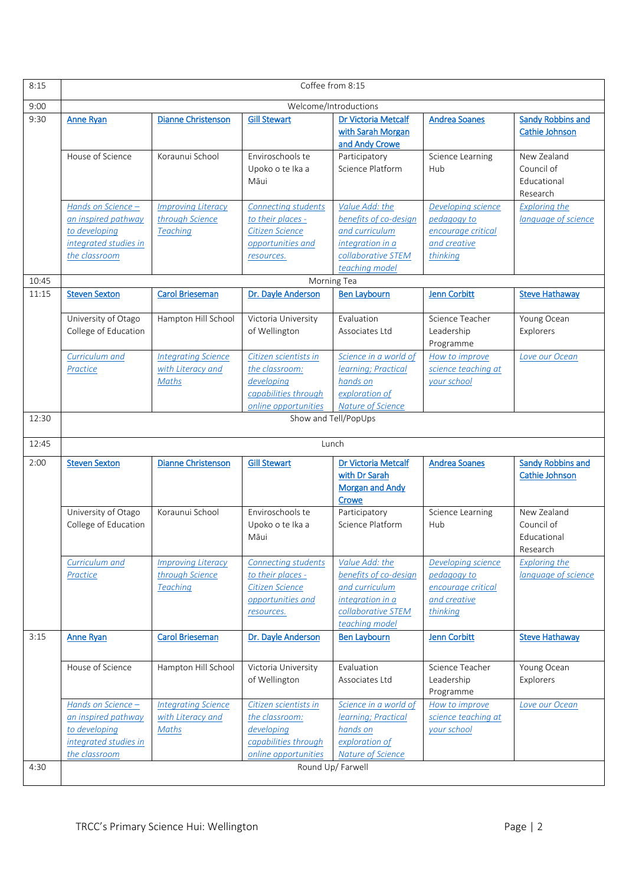| Time | | | | | | |
|---|---|---|---|---|---|---|
| 8:15 | Coffee from 8:15 | | | | | |
| 9:00 | Welcome/Introductions | | | | | |
| 9:30 | **Anne Ryan** | **Dianne Christenson** | **Gill Stewart** | **Dr Victoria Metcalf with Sarah Morgan and Andy Crowe** | **Andrea Soanes** | **Sandy Robbins and Cathie Johnson** |
| | House of Science | Koraunui School | Enviroschools te Upoko o te Ika a Māui | Participatory Science Platform | Science Learning Hub | New Zealand Council of Educational Research |
| | *Hands on Science – an inspired pathway to developing integrated studies in the classroom* | *Improving Literacy through Science Teaching* | *Connecting students to their places - Citizen Science opportunities and resources.* | *Value Add: the benefits of co-design and curriculum integration in a collaborative STEM teaching model* | *Developing science pedagogy to encourage critical and creative thinking* | *Exploring the language of science* |
| 10:45 | Morning Tea | | | | | |
| 11:15 | **Steven Sexton** | **Carol Brieseman** | **Dr. Dayle Anderson** | **Ben Laybourn** | **Jenn Corbitt** | **Steve Hathaway** |
| | University of Otago College of Education | Hampton Hill School | Victoria University of Wellington | Evaluation Associates Ltd | Science Teacher Leadership Programme | Young Ocean Explorers |
| | *Curriculum and Practice* | *Integrating Science with Literacy and Maths* | *Citizen scientists in the classroom: developing capabilities through online opportunities* | *Science in a world of learning; Practical hands on exploration of Nature of Science* | *How to improve science teaching at your school* | *Love our Ocean* |
| 12:30 | Show and Tell/PopUps | | | | | |
| 12:45 | Lunch | | | | | |
| 2:00 | **Steven Sexton** | **Dianne Christenson** | **Gill Stewart** | **Dr Victoria Metcalf with Dr Sarah Morgan and Andy Crowe** | **Andrea Soanes** | **Sandy Robbins and Cathie Johnson** |
| | University of Otago College of Education | Koraunui School | Enviroschools te Upoko o te Ika a Māui | Participatory Science Platform | Science Learning Hub | New Zealand Council of Educational Research |
| | *Curriculum and Practice* | *Improving Literacy through Science Teaching* | *Connecting students to their places - Citizen Science opportunities and resources.* | *Value Add: the benefits of co-design and curriculum integration in a collaborative STEM teaching model* | *Developing science pedagogy to encourage critical and creative thinking* | *Exploring the language of science* |
| 3:15 | **Anne Ryan** | **Carol Brieseman** | **Dr. Dayle Anderson** | **Ben Laybourn** | **Jenn Corbitt** | **Steve Hathaway** |
| | House of Science | Hampton Hill School | Victoria University of Wellington | Evaluation Associates Ltd | Science Teacher Leadership Programme | Young Ocean Explorers |
| | *Hands on Science – an inspired pathway to developing integrated studies in the classroom* | *Integrating Science with Literacy and Maths* | *Citizen scientists in the classroom: developing capabilities through online opportunities* | *Science in a world of learning; Practical hands on exploration of Nature of Science* | *How to improve science teaching at your school* | *Love our Ocean* |
| 4:30 | Round Up/ Farwell | | | | | |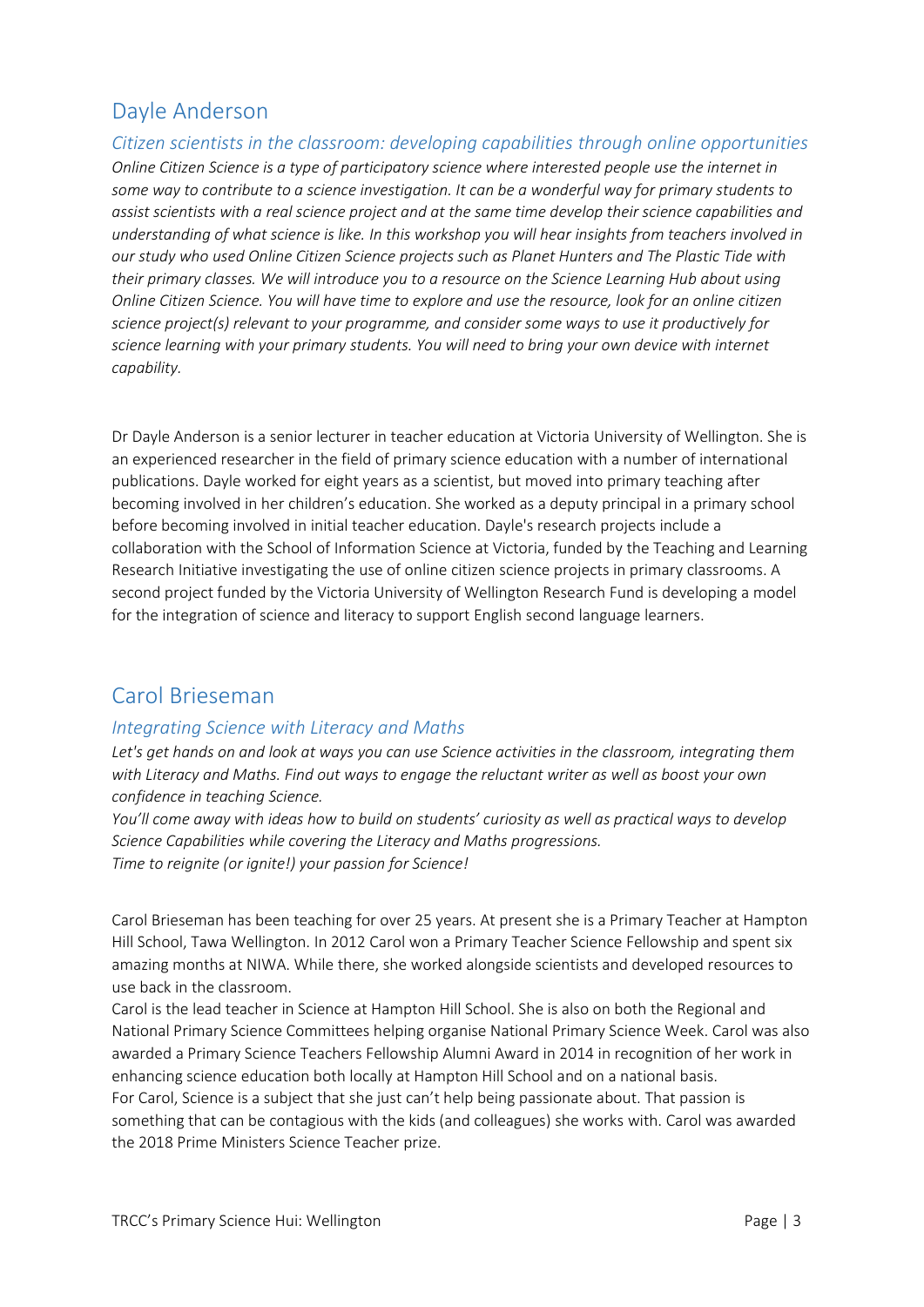## Dayle Anderson

### *Citizen scientists in the classroom: developing capabilities through online opportunities*

*Online Citizen Science is a type of participatory science where interested people use the internet in some way to contribute to a science investigation. It can be a wonderful way for primary students to assist scientists with a real science project and at the same time develop their science capabilities and understanding of what science is like. In this workshop you will hear insights from teachers involved in our study who used Online Citizen Science projects such as Planet Hunters and The Plastic Tide with their primary classes. We will introduce you to a resource on the Science Learning Hub about using Online Citizen Science. You will have time to explore and use the resource, look for an online citizen science project(s) relevant to your programme, and consider some ways to use it productively for science learning with your primary students. You will need to bring your own device with internet capability.*

Dr Dayle Anderson is a senior lecturer in teacher education at Victoria University of Wellington. She is an experienced researcher in the field of primary science education with a number of international publications. Dayle worked for eight years as a scientist, but moved into primary teaching after becoming involved in her children's education. She worked as a deputy principal in a primary school before becoming involved in initial teacher education. Dayle's research projects include a collaboration with the School of Information Science at Victoria, funded by the Teaching and Learning Research Initiative investigating the use of online citizen science projects in primary classrooms. A second project funded by the Victoria University of Wellington Research Fund is developing a model for the integration of science and literacy to support English second language learners.

## Carol Brieseman

### *Integrating Science with Literacy and Maths*

*Let's get hands on and look at ways you can use Science activities in the classroom, integrating them with Literacy and Maths. Find out ways to engage the reluctant writer as well as boost your own confidence in teaching Science.*

*You'll come away with ideas how to build on students' curiosity as well as practical ways to develop Science Capabilities while covering the Literacy and Maths progressions.*

*Time to reignite (or ignite!) your passion for Science!*

Carol Brieseman has been teaching for over 25 years. At present she is a Primary Teacher at Hampton Hill School, Tawa Wellington. In 2012 Carol won a Primary Teacher Science Fellowship and spent six amazing months at NIWA. While there, she worked alongside scientists and developed resources to use back in the classroom.

Carol is the lead teacher in Science at Hampton Hill School. She is also on both the Regional and National Primary Science Committees helping organise National Primary Science Week. Carol was also awarded a Primary Science Teachers Fellowship Alumni Award in 2014 in recognition of her work in enhancing science education both locally at Hampton Hill School and on a national basis.

For Carol, Science is a subject that she just can't help being passionate about. That passion is something that can be contagious with the kids (and colleagues) she works with. Carol was awarded the 2018 Prime Ministers Science Teacher prize.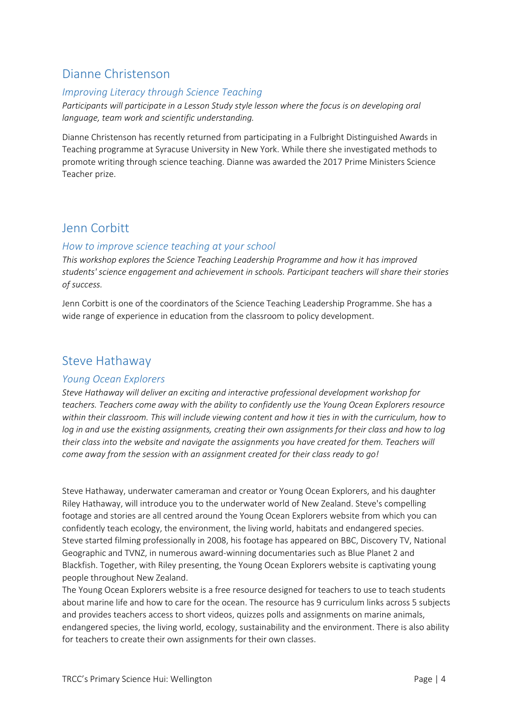## Dianne Christenson

### *Improving Literacy through Science Teaching*

*Participants will participate in a Lesson Study style lesson where the focus is on developing oral language, team work and scientific understanding.*

Dianne Christenson has recently returned from participating in a Fulbright Distinguished Awards in Teaching programme at Syracuse University in New York. While there she investigated methods to promote writing through science teaching. Dianne was awarded the 2017 Prime Ministers Science Teacher prize.

## Jenn Corbitt

### *How to improve science teaching at your school*

*This workshop explores the Science Teaching Leadership Programme and how it has improved students' science engagement and achievement in schools. Participant teachers will share their stories of success.*

Jenn Corbitt is one of the coordinators of the Science Teaching Leadership Programme. She has a wide range of experience in education from the classroom to policy development.

## Steve Hathaway

### *Young Ocean Explorers*

*Steve Hathaway will deliver an exciting and interactive professional development workshop for teachers. Teachers come away with the ability to confidently use the Young Ocean Explorers resource within their classroom. This will include viewing content and how it ties in with the curriculum, how to log in and use the existing assignments, creating their own assignments for their class and how to log their class into the website and navigate the assignments you have created for them. Teachers will come away from the session with an assignment created for their class ready to go!*

Steve Hathaway, underwater cameraman and creator or Young Ocean Explorers, and his daughter Riley Hathaway, will introduce you to the underwater world of New Zealand. Steve's compelling footage and stories are all centred around the Young Ocean Explorers website from which you can confidently teach ecology, the environment, the living world, habitats and endangered species. Steve started filming professionally in 2008, his footage has appeared on BBC, Discovery TV, National Geographic and TVNZ, in numerous award-winning documentaries such as Blue Planet 2 and Blackfish. Together, with Riley presenting, the Young Ocean Explorers website is captivating young people throughout New Zealand.

The Young Ocean Explorers website is a free resource designed for teachers to use to teach students about marine life and how to care for the ocean. The resource has 9 curriculum links across 5 subjects and provides teachers access to short videos, quizzes polls and assignments on marine animals, endangered species, the living world, ecology, sustainability and the environment. There is also ability for teachers to create their own assignments for their own classes.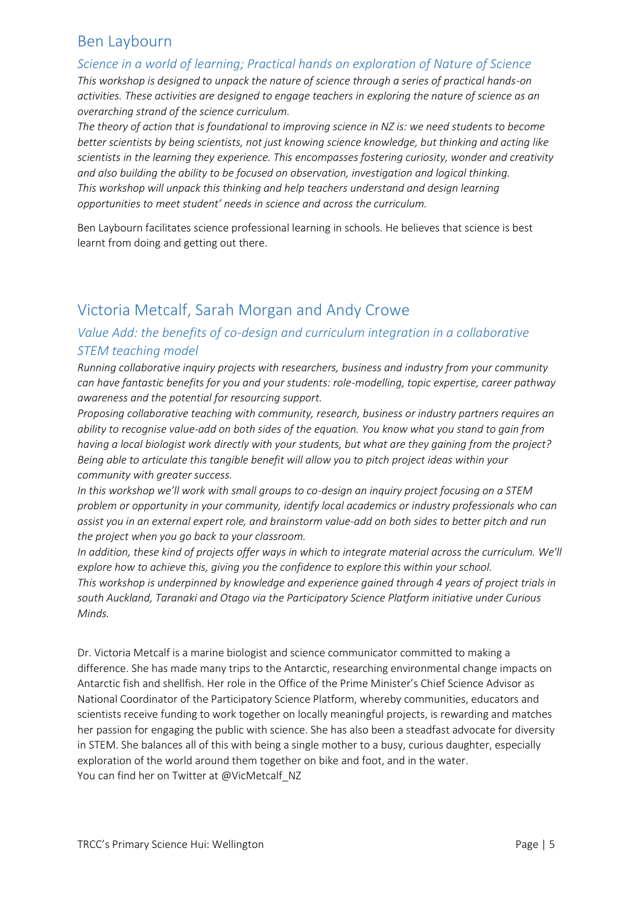## Ben Laybourn

### *Science in a world of learning; Practical hands on exploration of Nature of Science*

*This workshop is designed to unpack the nature of science through a series of practical hands-on activities. These activities are designed to engage teachers in exploring the nature of science as an overarching strand of the science curriculum.*

*The theory of action that is foundational to improving science in NZ is: we need students to become better scientists by being scientists, not just knowing science knowledge, but thinking and acting like scientists in the learning they experience. This encompasses fostering curiosity, wonder and creativity and also building the ability to be focused on observation, investigation and logical thinking.*

*This workshop will unpack this thinking and help teachers understand and design learning opportunities to meet student' needs in science and across the curriculum.*

Ben Laybourn facilitates science professional learning in schools. He believes that science is best learnt from doing and getting out there.

## Victoria Metcalf, Sarah Morgan and Andy Crowe

### *Value Add: the benefits of co-design and curriculum integration in a collaborative STEM teaching model*

*Running collaborative inquiry projects with researchers, business and industry from your community can have fantastic benefits for you and your students: role-modelling, topic expertise, career pathway awareness and the potential for resourcing support.*

*Proposing collaborative teaching with community, research, business or industry partners requires an ability to recognise value-add on both sides of the equation. You know what you stand to gain from having a local biologist work directly with your students, but what are they gaining from the project? Being able to articulate this tangible benefit will allow you to pitch project ideas within your community with greater success.*

*In this workshop we'll work with small groups to co-design an inquiry project focusing on a STEM problem or opportunity in your community, identify local academics or industry professionals who can assist you in an external expert role, and brainstorm value-add on both sides to better pitch and run the project when you go back to your classroom.*

*In addition, these kind of projects offer ways in which to integrate material across the curriculum. We'll explore how to achieve this, giving you the confidence to explore this within your school.*

*This workshop is underpinned by knowledge and experience gained through 4 years of project trials in south Auckland, Taranaki and Otago via the Participatory Science Platform initiative under Curious Minds.*

Dr. Victoria Metcalf is a marine biologist and science communicator committed to making a difference. She has made many trips to the Antarctic, researching environmental change impacts on Antarctic fish and shellfish. Her role in the Office of the Prime Minister's Chief Science Advisor as National Coordinator of the Participatory Science Platform, whereby communities, educators and scientists receive funding to work together on locally meaningful projects, is rewarding and matches her passion for engaging the public with science. She has also been a steadfast advocate for diversity in STEM. She balances all of this with being a single mother to a busy, curious daughter, especially exploration of the world around them together on bike and foot, and in the water.
You can find her on Twitter at @VicMetcalf_NZ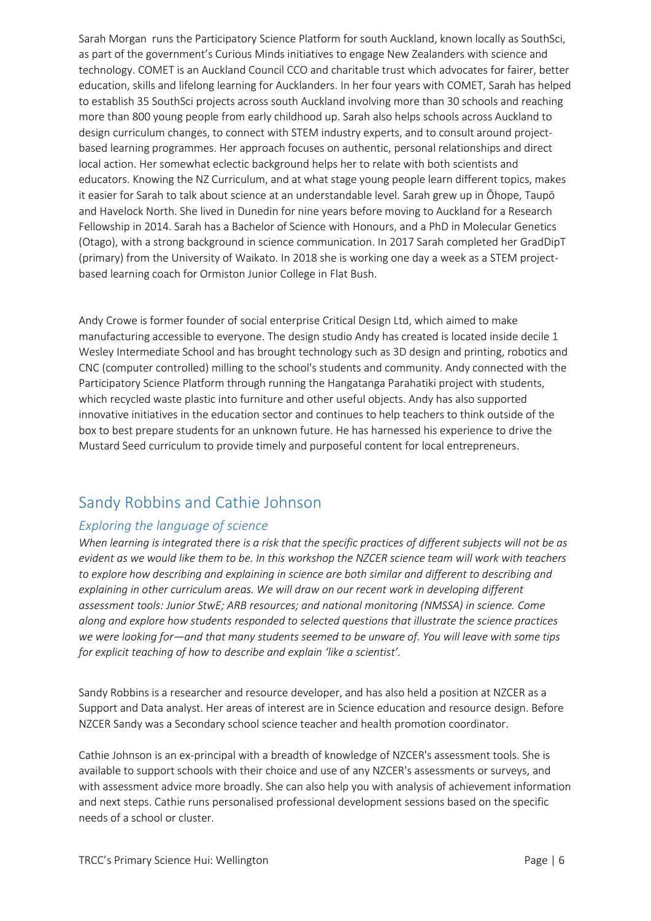Sarah Morgan  runs the Participatory Science Platform for south Auckland, known locally as SouthSci, as part of the government's Curious Minds initiatives to engage New Zealanders with science and technology. COMET is an Auckland Council CCO and charitable trust which advocates for fairer, better education, skills and lifelong learning for Aucklanders. In her four years with COMET, Sarah has helped to establish 35 SouthSci projects across south Auckland involving more than 30 schools and reaching more than 800 young people from early childhood up. Sarah also helps schools across Auckland to design curriculum changes, to connect with STEM industry experts, and to consult around project-based learning programmes. Her approach focuses on authentic, personal relationships and direct local action. Her somewhat eclectic background helps her to relate with both scientists and educators. Knowing the NZ Curriculum, and at what stage young people learn different topics, makes it easier for Sarah to talk about science at an understandable level. Sarah grew up in Ōhope, Taupō and Havelock North. She lived in Dunedin for nine years before moving to Auckland for a Research Fellowship in 2014. Sarah has a Bachelor of Science with Honours, and a PhD in Molecular Genetics (Otago), with a strong background in science communication. In 2017 Sarah completed her GradDipT (primary) from the University of Waikato. In 2018 she is working one day a week as a STEM project-based learning coach for Ormiston Junior College in Flat Bush.

Andy Crowe is former founder of social enterprise Critical Design Ltd, which aimed to make manufacturing accessible to everyone. The design studio Andy has created is located inside decile 1 Wesley Intermediate School and has brought technology such as 3D design and printing, robotics and CNC (computer controlled) milling to the school's students and community. Andy connected with the Participatory Science Platform through running the Hangatanga Parahatiki project with students, which recycled waste plastic into furniture and other useful objects. Andy has also supported innovative initiatives in the education sector and continues to help teachers to think outside of the box to best prepare students for an unknown future. He has harnessed his experience to drive the Mustard Seed curriculum to provide timely and purposeful content for local entrepreneurs.

## Sandy Robbins and Cathie Johnson

### *Exploring the language of science*

*When learning is integrated there is a risk that the specific practices of different subjects will not be as evident as we would like them to be. In this workshop the NZCER science team will work with teachers to explore how describing and explaining in science are both similar and different to describing and explaining in other curriculum areas. We will draw on our recent work in developing different assessment tools: Junior StwE; ARB resources; and national monitoring (NMSSA) in science. Come along and explore how students responded to selected questions that illustrate the science practices we were looking for—and that many students seemed to be unware of. You will leave with some tips for explicit teaching of how to describe and explain 'like a scientist'.*

Sandy Robbins is a researcher and resource developer, and has also held a position at NZCER as a Support and Data analyst. Her areas of interest are in Science education and resource design. Before NZCER Sandy was a Secondary school science teacher and health promotion coordinator.

Cathie Johnson is an ex-principal with a breadth of knowledge of NZCER's assessment tools. She is available to support schools with their choice and use of any NZCER's assessments or surveys, and with assessment advice more broadly. She can also help you with analysis of achievement information and next steps. Cathie runs personalised professional development sessions based on the specific needs of a school or cluster.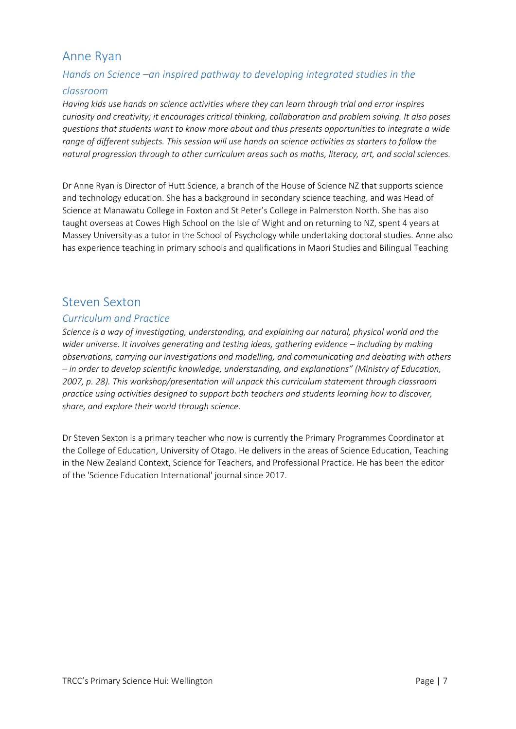## Anne Ryan

### *Hands on Science –an inspired pathway to developing integrated studies in the classroom*

*Having kids use hands on science activities where they can learn through trial and error inspires curiosity and creativity; it encourages critical thinking, collaboration and problem solving. It also poses questions that students want to know more about and thus presents opportunities to integrate a wide range of different subjects. This session will use hands on science activities as starters to follow the natural progression through to other curriculum areas such as maths, literacy, art, and social sciences.*

Dr Anne Ryan is Director of Hutt Science, a branch of the House of Science NZ that supports science and technology education. She has a background in secondary science teaching, and was Head of Science at Manawatu College in Foxton and St Peter's College in Palmerston North. She has also taught overseas at Cowes High School on the Isle of Wight and on returning to NZ, spent 4 years at Massey University as a tutor in the School of Psychology while undertaking doctoral studies. Anne also has experience teaching in primary schools and qualifications in Maori Studies and Bilingual Teaching

## Steven Sexton

### *Curriculum and Practice*

*Science is a way of investigating, understanding, and explaining our natural, physical world and the wider universe. It involves generating and testing ideas, gathering evidence – including by making observations, carrying our investigations and modelling, and communicating and debating with others – in order to develop scientific knowledge, understanding, and explanations" (Ministry of Education, 2007, p. 28). This workshop/presentation will unpack this curriculum statement through classroom practice using activities designed to support both teachers and students learning how to discover, share, and explore their world through science.*

Dr Steven Sexton is a primary teacher who now is currently the Primary Programmes Coordinator at the College of Education, University of Otago. He delivers in the areas of Science Education, Teaching in the New Zealand Context, Science for Teachers, and Professional Practice. He has been the editor of the 'Science Education International' journal since 2017.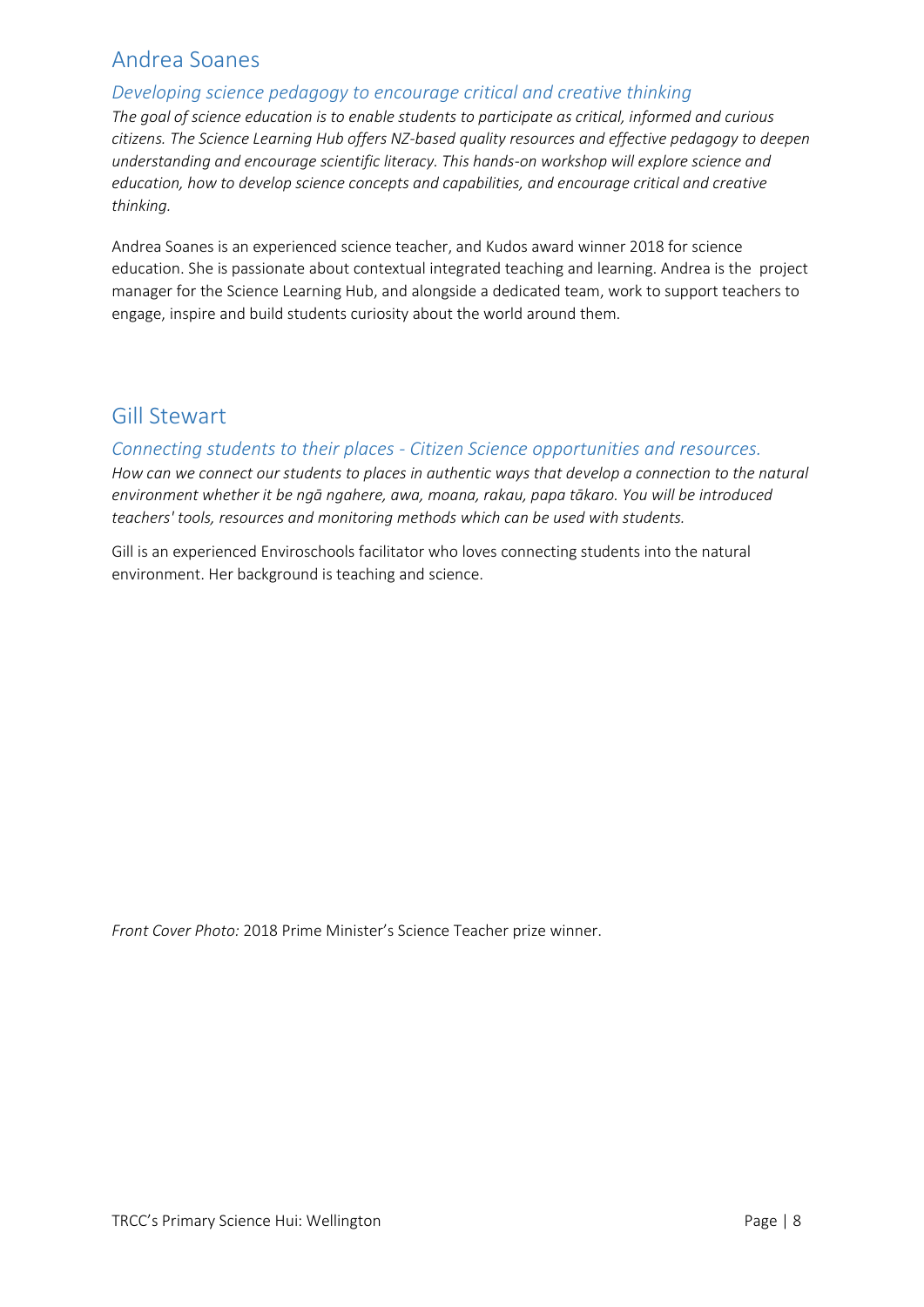## Andrea Soanes

### *Developing science pedagogy to encourage critical and creative thinking*

*The goal of science education is to enable students to participate as critical, informed and curious citizens. The Science Learning Hub offers NZ-based quality resources and effective pedagogy to deepen understanding and encourage scientific literacy. This hands-on workshop will explore science and education, how to develop science concepts and capabilities, and encourage critical and creative thinking.*

Andrea Soanes is an experienced science teacher, and Kudos award winner 2018 for science education. She is passionate about contextual integrated teaching and learning. Andrea is the project manager for the Science Learning Hub, and alongside a dedicated team, work to support teachers to engage, inspire and build students curiosity about the world around them.

## Gill Stewart

### *Connecting students to their places - Citizen Science opportunities and resources.*

*How can we connect our students to places in authentic ways that develop a connection to the natural environment whether it be ngā ngahere, awa, moana, rakau, papa tākaro. You will be introduced teachers' tools, resources and monitoring methods which can be used with students.*

Gill is an experienced Enviroschools facilitator who loves connecting students into the natural environment. Her background is teaching and science.

*Front Cover Photo:* 2018 Prime Minister's Science Teacher prize winner.